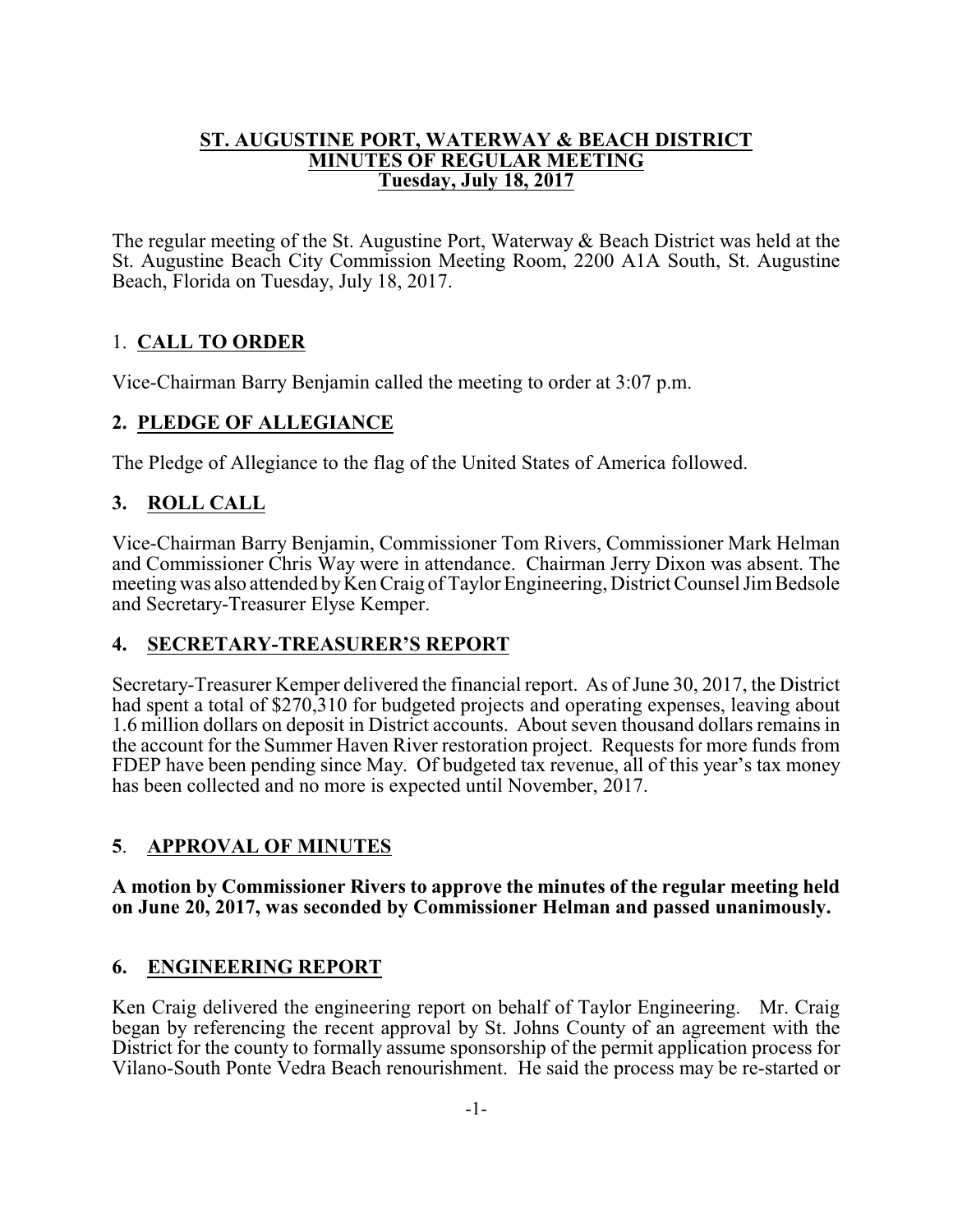# ST. AUGUSTINE PORT, WATERWAY & BEACH DISTRICT
## MINUTES OF REGULAR MEETING
### Tuesday, July 18, 2017

The regular meeting of the St. Augustine Port, Waterway & Beach District was held at the St. Augustine Beach City Commission Meeting Room, 2200 A1A South, St. Augustine Beach, Florida on Tuesday, July 18, 2017.

## 1. CALL TO ORDER

Vice-Chairman Barry Benjamin called the meeting to order at 3:07 p.m.

## 2. PLEDGE OF ALLEGIANCE

The Pledge of Allegiance to the flag of the United States of America followed.

## 3. ROLL CALL

Vice-Chairman Barry Benjamin, Commissioner Tom Rivers, Commissioner Mark Helman and Commissioner Chris Way were in attendance. Chairman Jerry Dixon was absent. The meeting was also attended by Ken Craig of Taylor Engineering, District Counsel Jim Bedsole and Secretary-Treasurer Elyse Kemper.

## 4. SECRETARY-TREASURER'S REPORT

Secretary-Treasurer Kemper delivered the financial report. As of June 30, 2017, the District had spent a total of $270,310 for budgeted projects and operating expenses, leaving about 1.6 million dollars on deposit in District accounts. About seven thousand dollars remains in the account for the Summer Haven River restoration project. Requests for more funds from FDEP have been pending since May. Of budgeted tax revenue, all of this year's tax money has been collected and no more is expected until November, 2017.

## 5. APPROVAL OF MINUTES

**A motion by Commissioner Rivers to approve the minutes of the regular meeting held on June 20, 2017, was seconded by Commissioner Helman and passed unanimously.**

## 6. ENGINEERING REPORT

Ken Craig delivered the engineering report on behalf of Taylor Engineering. Mr. Craig began by referencing the recent approval by St. Johns County of an agreement with the District for the county to formally assume sponsorship of the permit application process for Vilano-South Ponte Vedra Beach renourishment. He said the process may be re-started or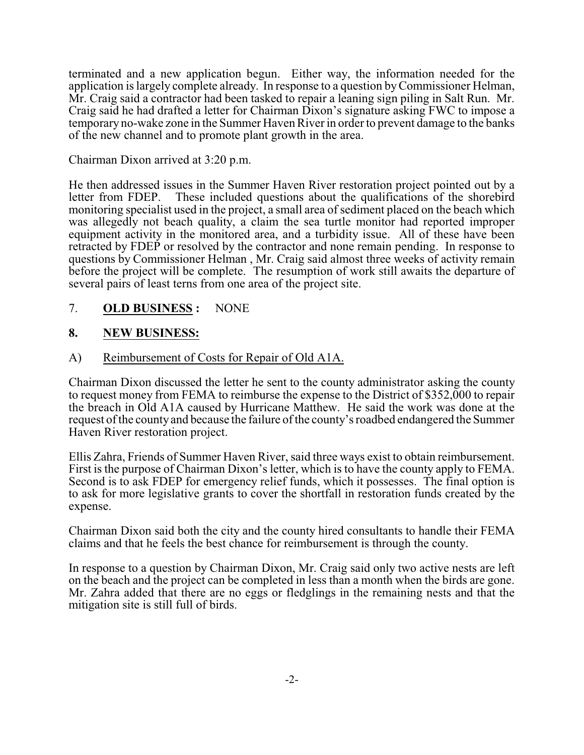terminated and a new application begun. Either way, the information needed for the application is largely complete already. In response to a question by Commissioner Helman, Mr. Craig said a contractor had been tasked to repair a leaning sign piling in Salt Run. Mr. Craig said he had drafted a letter for Chairman Dixon's signature asking FWC to impose a temporary no-wake zone in the Summer Haven River in order to prevent damage to the banks of the new channel and to promote plant growth in the area.

Chairman Dixon arrived at 3:20 p.m.

He then addressed issues in the Summer Haven River restoration project pointed out by a letter from FDEP. These included questions about the qualifications of the shorebird monitoring specialist used in the project, a small area of sediment placed on the beach which was allegedly not beach quality, a claim the sea turtle monitor had reported improper equipment activity in the monitored area, and a turbidity issue. All of these have been retracted by FDEP or resolved by the contractor and none remain pending. In response to questions by Commissioner Helman , Mr. Craig said almost three weeks of activity remain before the project will be complete. The resumption of work still awaits the departure of several pairs of least terns from one area of the project site.

7. **OLD BUSINESS :** NONE

**8. NEW BUSINESS:**

A) Reimbursement of Costs for Repair of Old A1A.

Chairman Dixon discussed the letter he sent to the county administrator asking the county to request money from FEMA to reimburse the expense to the District of $352,000 to repair the breach in Old A1A caused by Hurricane Matthew. He said the work was done at the request of the county and because the failure of the county's roadbed endangered the Summer Haven River restoration project.

Ellis Zahra, Friends of Summer Haven River, said three ways exist to obtain reimbursement. First is the purpose of Chairman Dixon's letter, which is to have the county apply to FEMA. Second is to ask FDEP for emergency relief funds, which it possesses. The final option is to ask for more legislative grants to cover the shortfall in restoration funds created by the expense.

Chairman Dixon said both the city and the county hired consultants to handle their FEMA claims and that he feels the best chance for reimbursement is through the county.

In response to a question by Chairman Dixon, Mr. Craig said only two active nests are left on the beach and the project can be completed in less than a month when the birds are gone. Mr. Zahra added that there are no eggs or fledglings in the remaining nests and that the mitigation site is still full of birds.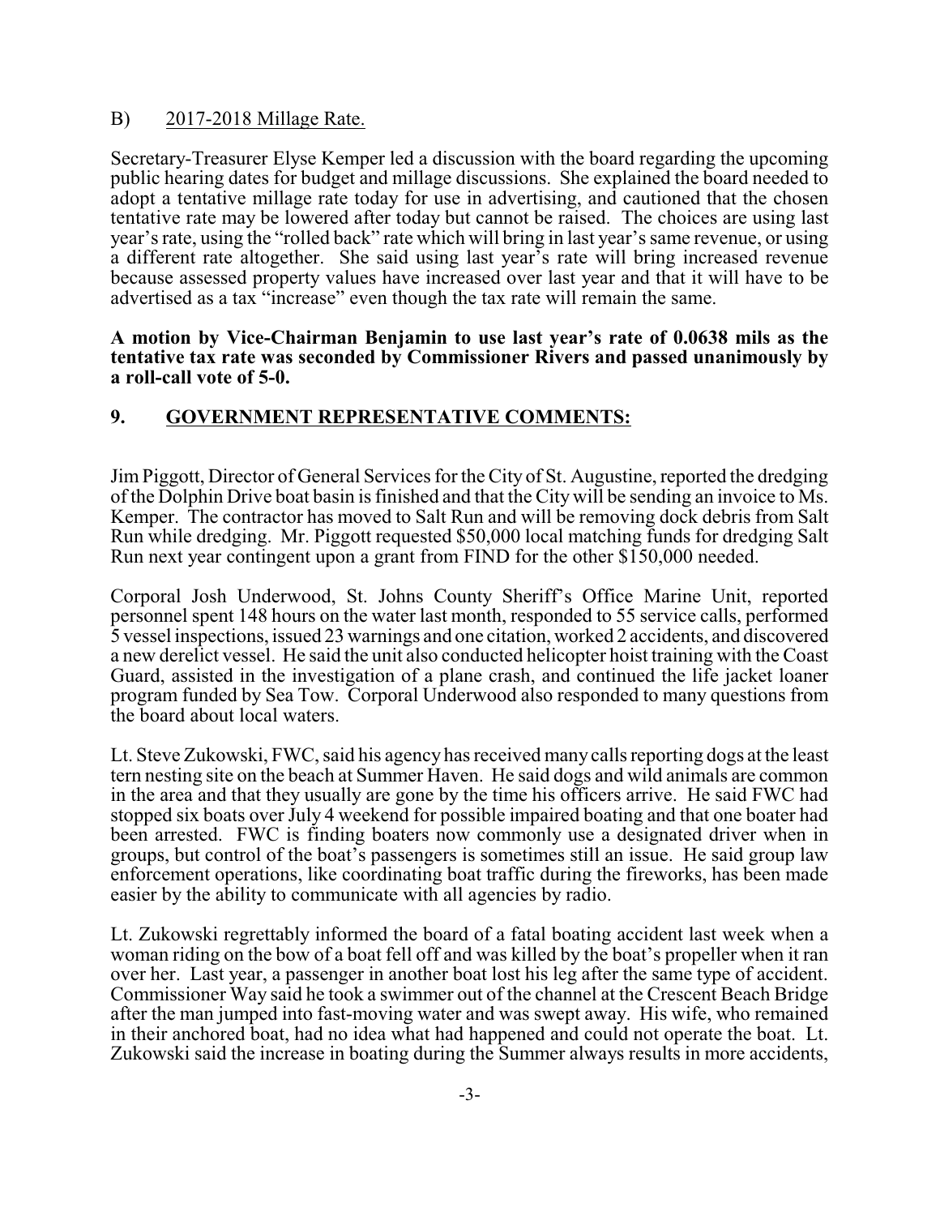B) <u>2017-2018 Millage Rate.</u>

Secretary-Treasurer Elyse Kemper led a discussion with the board regarding the upcoming public hearing dates for budget and millage discussions. She explained the board needed to adopt a tentative millage rate today for use in advertising, and cautioned that the chosen tentative rate may be lowered after today but cannot be raised. The choices are using last year's rate, using the "rolled back" rate which will bring in last year's same revenue, or using a different rate altogether. She said using last year's rate will bring increased revenue because assessed property values have increased over last year and that it will have to be advertised as a tax "increase" even though the tax rate will remain the same.

**A motion by Vice-Chairman Benjamin to use last year's rate of 0.0638 mils as the tentative tax rate was seconded by Commissioner Rivers and passed unanimously by a roll-call vote of 5-0.**

## 9. GOVERNMENT REPRESENTATIVE COMMENTS:

Jim Piggott, Director of General Services for the City of St. Augustine, reported the dredging of the Dolphin Drive boat basin is finished and that the City will be sending an invoice to Ms. Kemper. The contractor has moved to Salt Run and will be removing dock debris from Salt Run while dredging. Mr. Piggott requested $50,000 local matching funds for dredging Salt Run next year contingent upon a grant from FIND for the other $150,000 needed.

Corporal Josh Underwood, St. Johns County Sheriff's Office Marine Unit, reported personnel spent 148 hours on the water last month, responded to 55 service calls, performed 5 vessel inspections, issued 23 warnings and one citation, worked 2 accidents, and discovered a new derelict vessel. He said the unit also conducted helicopter hoist training with the Coast Guard, assisted in the investigation of a plane crash, and continued the life jacket loaner program funded by Sea Tow. Corporal Underwood also responded to many questions from the board about local waters.

Lt. Steve Zukowski, FWC, said his agency has received many calls reporting dogs at the least tern nesting site on the beach at Summer Haven. He said dogs and wild animals are common in the area and that they usually are gone by the time his officers arrive. He said FWC had stopped six boats over July 4 weekend for possible impaired boating and that one boater had been arrested. FWC is finding boaters now commonly use a designated driver when in groups, but control of the boat's passengers is sometimes still an issue. He said group law enforcement operations, like coordinating boat traffic during the fireworks, has been made easier by the ability to communicate with all agencies by radio.

Lt. Zukowski regrettably informed the board of a fatal boating accident last week when a woman riding on the bow of a boat fell off and was killed by the boat's propeller when it ran over her. Last year, a passenger in another boat lost his leg after the same type of accident. Commissioner Way said he took a swimmer out of the channel at the Crescent Beach Bridge after the man jumped into fast-moving water and was swept away. His wife, who remained in their anchored boat, had no idea what had happened and could not operate the boat. Lt. Zukowski said the increase in boating during the Summer always results in more accidents,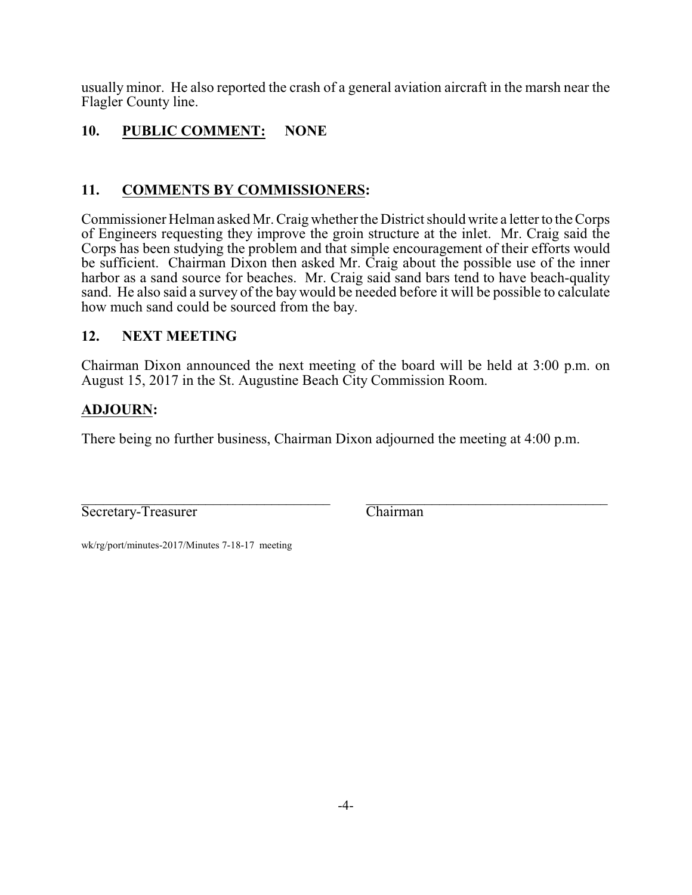usually minor. He also reported the crash of a general aviation aircraft in the marsh near the Flagler County line.

## 10. PUBLIC COMMENT: NONE

## 11. COMMENTS BY COMMISSIONERS:

Commissioner Helman asked Mr. Craig whether the District should write a letter to the Corps of Engineers requesting they improve the groin structure at the inlet. Mr. Craig said the Corps has been studying the problem and that simple encouragement of their efforts would be sufficient. Chairman Dixon then asked Mr. Craig about the possible use of the inner harbor as a sand source for beaches. Mr. Craig said sand bars tend to have beach-quality sand. He also said a survey of the bay would be needed before it will be possible to calculate how much sand could be sourced from the bay.

## 12. NEXT MEETING

Chairman Dixon announced the next meeting of the board will be held at 3:00 p.m. on August 15, 2017 in the St. Augustine Beach City Commission Room.

## ADJOURN:

There being no further business, Chairman Dixon adjourned the meeting at 4:00 p.m.

\_\_\_\_\_\_\_\_\_\_\_\_\_\_\_\_\_\_\_\_\_\_\_\_\_\_\_\_\_\_\_\_\_\_\_ \_\_\_\_\_\_\_\_\_\_\_\_\_\_\_\_\_\_\_\_\_\_\_\_\_\_\_\_\_\_\_\_\_\_\_

Secretary-Treasurer Chairman

wk/rg/port/minutes-2017/Minutes 7-18-17 meeting